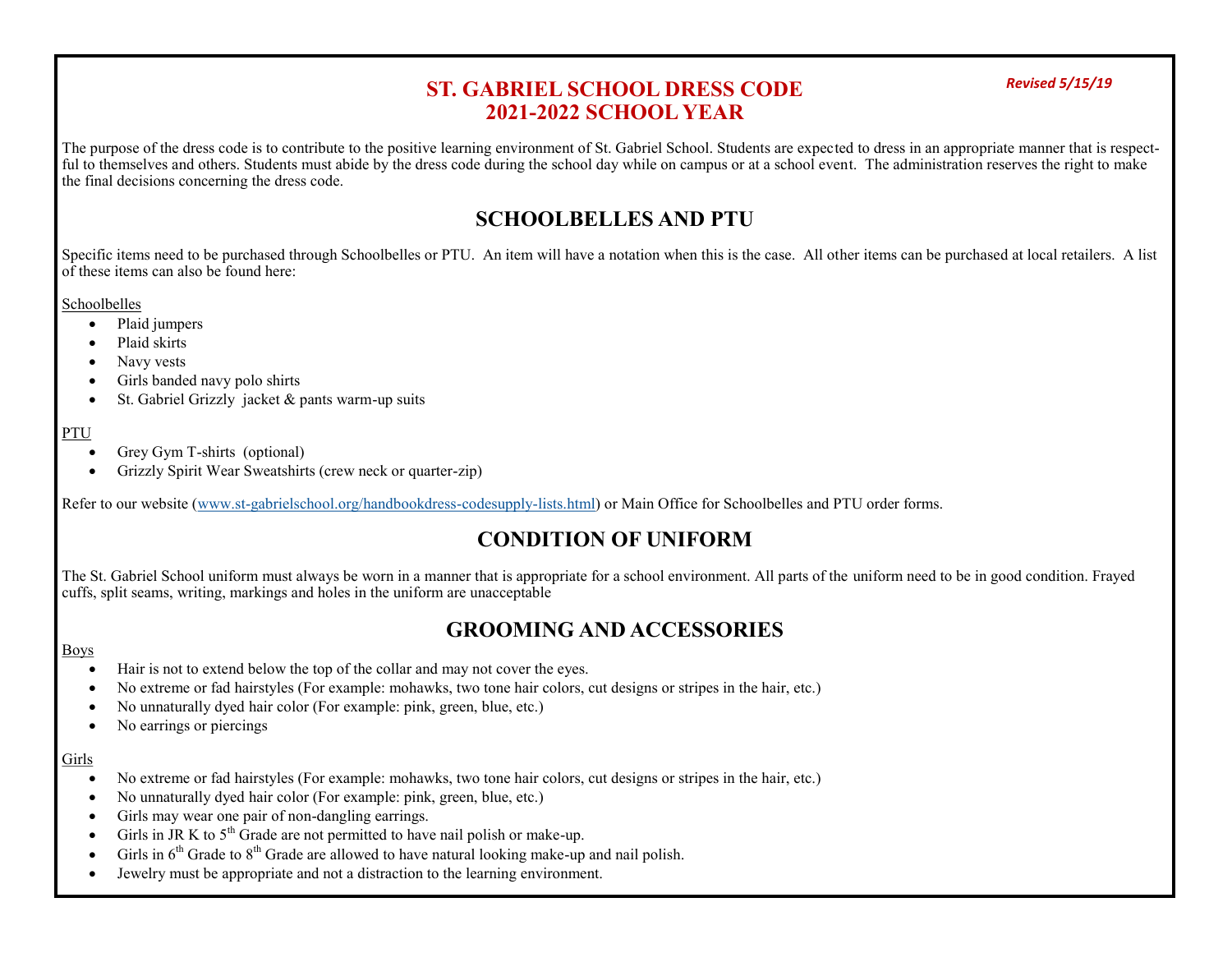*Revised 5/15/19*

# ST. GABRIEL SCHOOL DRESS CODE
# 2021-2022 SCHOOL YEAR

The purpose of the dress code is to contribute to the positive learning environment of St. Gabriel School. Students are expected to dress in an appropriate manner that is respectful to themselves and others. Students must abide by the dress code during the school day while on campus or at a school event. The administration reserves the right to make the final decisions concerning the dress code.

## SCHOOLBELLES AND PTU

Specific items need to be purchased through Schoolbelles or PTU. An item will have a notation when this is the case. All other items can be purchased at local retailers. A list of these items can also be found here:

Schoolbelles

- Plaid jumpers
- Plaid skirts
- Navy vests
- Girls banded navy polo shirts
- St. Gabriel Grizzly jacket & pants warm-up suits

PTU

- Grey Gym T-shirts (optional)
- Grizzly Spirit Wear Sweatshirts (crew neck or quarter-zip)

Refer to our website ([www.st-gabrielschool.org/handbookdress-codesupply-lists.html](www.st-gabrielschool.org/handbookdress-codesupply-lists.html)) or Main Office for Schoolbelles and PTU order forms.

## CONDITION OF UNIFORM

The St. Gabriel School uniform must always be worn in a manner that is appropriate for a school environment. All parts of the uniform need to be in good condition. Frayed cuffs, split seams, writing, markings and holes in the uniform are unacceptable

## GROOMING AND ACCESSORIES

Boys

- Hair is not to extend below the top of the collar and may not cover the eyes.
- No extreme or fad hairstyles (For example: mohawks, two tone hair colors, cut designs or stripes in the hair, etc.)
- No unnaturally dyed hair color (For example: pink, green, blue, etc.)
- No earrings or piercings

Girls

- No extreme or fad hairstyles (For example: mohawks, two tone hair colors, cut designs or stripes in the hair, etc.)
- No unnaturally dyed hair color (For example: pink, green, blue, etc.)
- Girls may wear one pair of non-dangling earrings.
- Girls in JR K to 5th Grade are not permitted to have nail polish or make-up.
- Girls in 6th Grade to 8th Grade are allowed to have natural looking make-up and nail polish.
- Jewelry must be appropriate and not a distraction to the learning environment.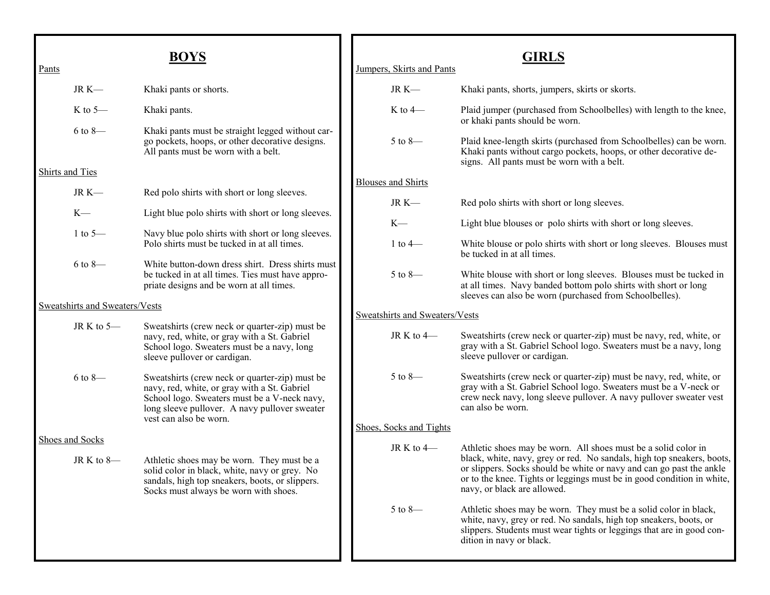## BOYS

### Pants

| | |
|---|---|
| JR K— | Khaki pants or shorts. |
| K to 5— | Khaki pants. |
| 6 to 8— | Khaki pants must be straight legged without cargo pockets, hoops, or other decorative designs. All pants must be worn with a belt. |

### Shirts and Ties

| | |
|---|---|
| JR K— | Red polo shirts with short or long sleeves. |
| K— | Light blue polo shirts with short or long sleeves. |
| 1 to 5— | Navy blue polo shirts with short or long sleeves. Polo shirts must be tucked in at all times. |
| 6 to 8— | White button-down dress shirt. Dress shirts must be tucked in at all times. Ties must have appropriate designs and be worn at all times. |

### Sweatshirts and Sweaters/Vests

| | |
|---|---|
| JR K to 5— | Sweatshirts (crew neck or quarter-zip) must be navy, red, white, or gray with a St. Gabriel School logo. Sweaters must be a navy, long sleeve pullover or cardigan. |
| 6 to 8— | Sweatshirts (crew neck or quarter-zip) must be navy, red, white, or gray with a St. Gabriel School logo. Sweaters must be a V-neck navy, long sleeve pullover. A navy pullover sweater vest can also be worn. |

### Shoes and Socks

| | |
|---|---|
| JR K to 8— | Athletic shoes may be worn. They must be a solid color in black, white, navy or grey. No sandals, high top sneakers, boots, or slippers. Socks must always be worn with shoes. |

## GIRLS

### Jumpers, Skirts and Pants

| | |
|---|---|
| JR K— | Khaki pants, shorts, jumpers, skirts or skorts. |
| K to 4— | Plaid jumper (purchased from Schoolbelles) with length to the knee, or khaki pants should be worn. |
| 5 to 8— | Plaid knee-length skirts (purchased from Schoolbelles) can be worn. Khaki pants without cargo pockets, hoops, or other decorative designs. All pants must be worn with a belt. |

### Blouses and Shirts

| | |
|---|---|
| JR K— | Red polo shirts with short or long sleeves. |
| K— | Light blue blouses or polo shirts with short or long sleeves. |
| 1 to 4— | White blouse or polo shirts with short or long sleeves. Blouses must be tucked in at all times. |
| 5 to 8— | White blouse with short or long sleeves. Blouses must be tucked in at all times. Navy banded bottom polo shirts with short or long sleeves can also be worn (purchased from Schoolbelles). |

### Sweatshirts and Sweaters/Vests

| | |
|---|---|
| JR K to 4— | Sweatshirts (crew neck or quarter-zip) must be navy, red, white, or gray with a St. Gabriel School logo. Sweaters must be a navy, long sleeve pullover or cardigan. |
| 5 to 8— | Sweatshirts (crew neck or quarter-zip) must be navy, red, white, or gray with a St. Gabriel School logo. Sweaters must be a V-neck or crew neck navy, long sleeve pullover. A navy pullover sweater vest can also be worn. |

### Shoes, Socks and Tights

| | |
|---|---|
| JR K to 4— | Athletic shoes may be worn. All shoes must be a solid color in black, white, navy, grey or red. No sandals, high top sneakers, boots, or slippers. Socks should be white or navy and can go past the ankle or to the knee. Tights or leggings must be in good condition in white, navy, or black are allowed. |
| 5 to 8— | Athletic shoes may be worn. They must be a solid color in black, white, navy, grey or red. No sandals, high top sneakers, boots, or slippers. Students must wear tights or leggings that are in good condition in navy or black. |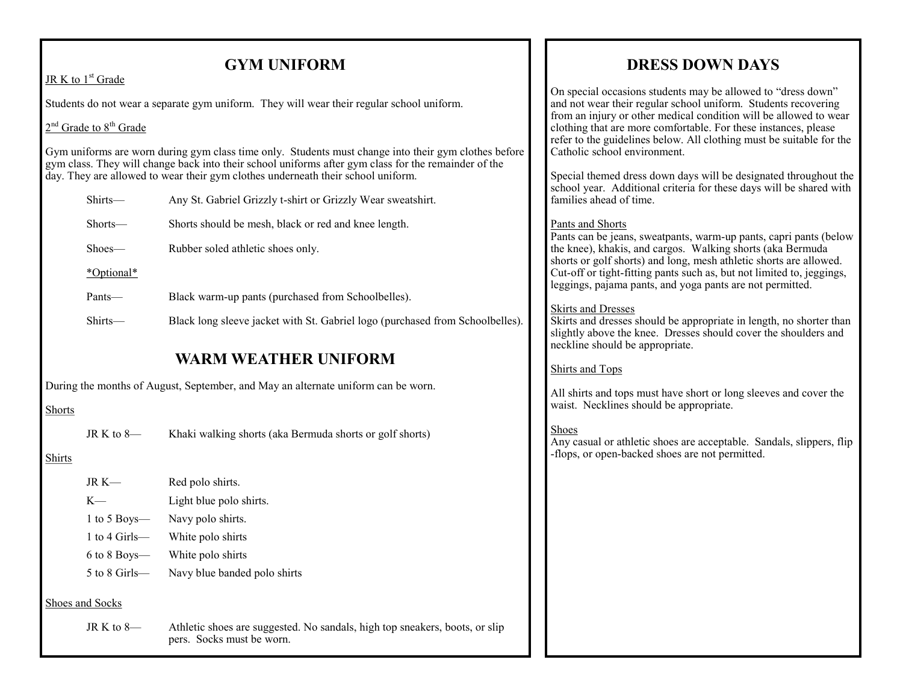## GYM UNIFORM

JR K to 1st Grade

Students do not wear a separate gym uniform. They will wear their regular school uniform.

2nd Grade to 8th Grade

Gym uniforms are worn during gym class time only. Students must change into their gym clothes before gym class. They will change back into their school uniforms after gym class for the remainder of the day. They are allowed to wear their gym clothes underneath their school uniform.

| | |
|---|---|
| Shirts— | Any St. Gabriel Grizzly t-shirt or Grizzly Wear sweatshirt. |
| Shorts— | Shorts should be mesh, black or red and knee length. |
| Shoes— | Rubber soled athletic shoes only. |
| *Optional* | |
| Pants— | Black warm-up pants (purchased from Schoolbelles). |
| Shirts— | Black long sleeve jacket with St. Gabriel logo (purchased from Schoolbelles). |

## WARM WEATHER UNIFORM

During the months of August, September, and May an alternate uniform can be worn.

Shorts

| | |
|---|---|
| JR K to 8— | Khaki walking shorts (aka Bermuda shorts or golf shorts) |

Shirts

| | |
|---|---|
| JR K— | Red polo shirts. |
| K— | Light blue polo shirts. |
| 1 to 5 Boys— | Navy polo shirts. |
| 1 to 4 Girls— | White polo shirts |
| 6 to 8 Boys— | White polo shirts |
| 5 to 8 Girls— | Navy blue banded polo shirts |

Shoes and Socks

| | |
|---|---|
| JR K to 8— | Athletic shoes are suggested. No sandals, high top sneakers, boots, or slippers. Socks must be worn. |

## DRESS DOWN DAYS

On special occasions students may be allowed to "dress down" and not wear their regular school uniform. Students recovering from an injury or other medical condition will be allowed to wear clothing that are more comfortable. For these instances, please refer to the guidelines below. All clothing must be suitable for the Catholic school environment.

Special themed dress down days will be designated throughout the school year. Additional criteria for these days will be shared with families ahead of time.

Pants and Shorts

Pants can be jeans, sweatpants, warm-up pants, capri pants (below the knee), khakis, and cargos. Walking shorts (aka Bermuda shorts or golf shorts) and long, mesh athletic shorts are allowed. Cut-off or tight-fitting pants such as, but not limited to, jeggings, leggings, pajama pants, and yoga pants are not permitted.

Skirts and Dresses

Skirts and dresses should be appropriate in length, no shorter than slightly above the knee. Dresses should cover the shoulders and neckline should be appropriate.

Shirts and Tops

All shirts and tops must have short or long sleeves and cover the waist. Necklines should be appropriate.

Shoes

Any casual or athletic shoes are acceptable. Sandals, slippers, flip-flops, or open-backed shoes are not permitted.